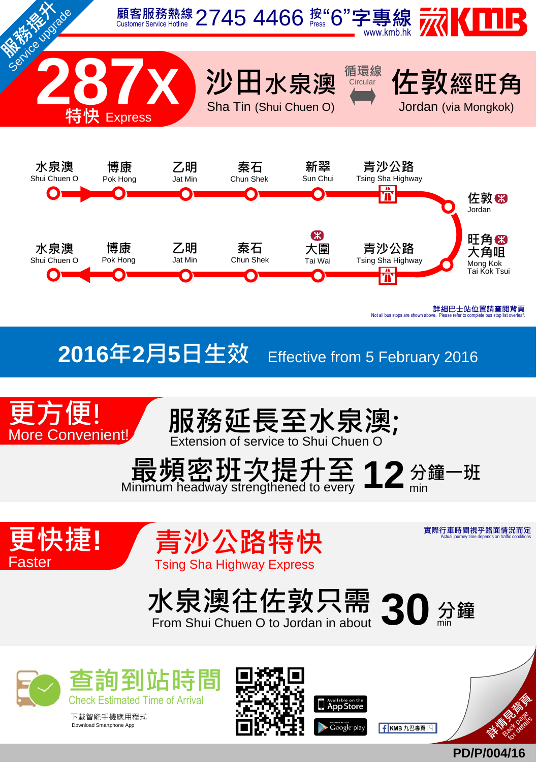服務提升 Service upgrade

顧客服務熱線 Customer Service Hotline 2745 4466 按"6"字專線 Press

www.kmb.hk

KMB

# 287X 特快 Express

## 沙田水泉澳 Sha Tin (Shui Chuen O) ⟷ 循環線 Circular ⟷ 佐敦經旺角 Jordan (via Mongkok)

水泉澳 Shui Chuen O → 博康 Pok Hong → 乙明 Jat Min → 秦石 Chun Shek → 新翠 Sun Chui → 青沙公路 Tsing Sha Highway → 佐敦 Jordan

旺角 大角咀 Mong Kok Tai Kok Tsui → 青沙公路 Tsing Sha Highway → 大圍 Tai Wai → 秦石 Chun Shek → 乙明 Jat Min → 博康 Pok Hong → 水泉澳 Shui Chuen O

詳細巴士站位置請查閱背頁
Not all bus stops are shown above. Please refer to complete bus stop list overleaf.

## 2016年2月5日生效 Effective from 5 February 2016

### 更方便! More Convenient!

**服務延長至水泉澳;**
Extension of service to Shui Chuen O

**最頻密班次提升至 12 分鐘一班**
Minimum headway strengthened to every 12 min

### 更快捷! Faster

**青沙公路特快**
Tsing Sha Highway Express

實際行車時間視乎路面情況而定
Actual journey time depends on traffic conditions

**水泉澳往佐敦只需 30 分鐘**
From Shui Chuen O to Jordan in about 30 min

查詢到站時間 Check Estimated Time of Arrival

下載智能手機應用程式
Download Smartphone App

Available on the App Store

Google play

KMB 九巴專頁

詳情見背頁 Back page for details

PD/P/004/16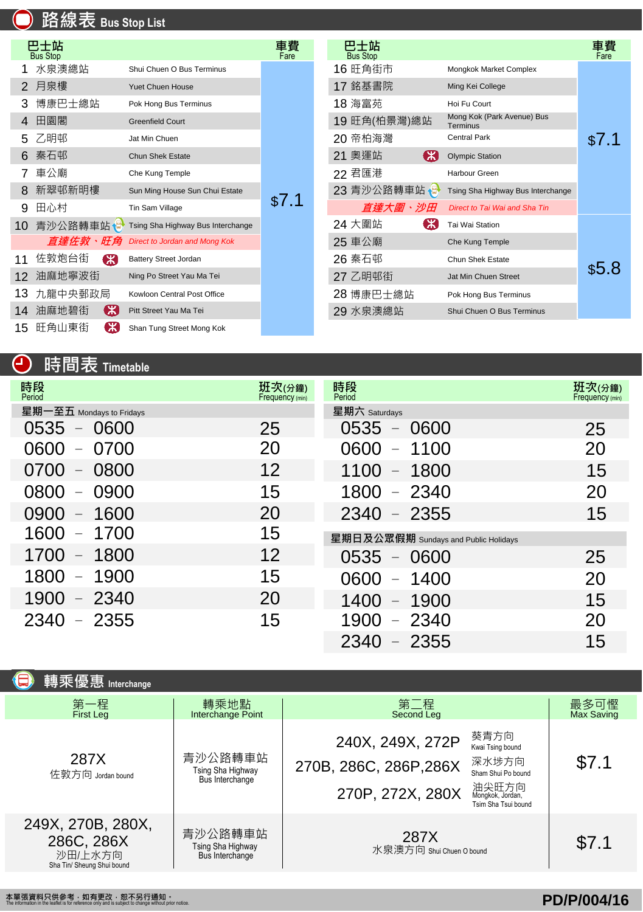## 路線表 Bus Stop List

| 巴士站 Bus Stop | | 車費 Fare |
|---|---|---|
| 1 水泉澳總站 | Shui Chuen O Bus Terminus | $7.1 |
| 2 月泉樓 | Yuet Chuen House | |
| 3 博康巴士總站 | Pok Hong Bus Terminus | |
| 4 田園閣 | Greenfield Court | |
| 5 乙明邨 | Jat Min Chuen | |
| 6 秦石邨 | Chun Shek Estate | |
| 7 車公廟 | Che Kung Temple | |
| 8 新翠邨新明樓 | Sun Ming House Sun Chui Estate | |
| 9 田心村 | Tin Sam Village | |
| 10 青沙公路轉車站 | Tsing Sha Highway Bus Interchange | |
| *直達佐敦、旺角* | *Direct to Jordan and Mong Kok* | |
| 11 佐敦炮台街 | Battery Street Jordan | |
| 12 油麻地寧波街 | Ning Po Street Yau Ma Tei | |
| 13 九龍中央郵政局 | Kowloon Central Post Office | |
| 14 油麻地碧街 | Pitt Street Yau Ma Tei | |
| 15 旺角山東街 | Shan Tung Street Mong Kok | |

| 巴士站 Bus Stop | | 車費 Fare |
|---|---|---|
| 16 旺角街市 | Mongkok Market Complex | $7.1 |
| 17 銘基書院 | Ming Kei College | |
| 18 海富苑 | Hoi Fu Court | |
| 19 旺角(柏景灣)總站 | Mong Kok (Park Avenue) Bus Terminus | |
| 20 帝柏海灣 | Central Park | |
| 21 奧運站 | Olympic Station | |
| 22 君匯港 | Harbour Green | |
| 23 青沙公路轉車站 | Tsing Sha Highway Bus Interchange | |
| *直達大圍、沙田* | *Direct to Tai Wai and Sha Tin* | |
| 24 大圍站 | Tai Wai Station | $5.8 |
| 25 車公廟 | Che Kung Temple | |
| 26 秦石邨 | Chun Shek Estate | |
| 27 乙明邨街 | Jat Min Chuen Street | |
| 28 博康巴士總站 | Pok Hong Bus Terminus | |
| 29 水泉澳總站 | Shui Chuen O Bus Terminus | |

## 時間表 Timetable

**星期一至五 Mondays to Fridays**

| 時段 Period | 班次(分鐘) Frequency (min) |
|---|---|
| 0535 – 0600 | 25 |
| 0600 – 0700 | 20 |
| 0700 – 0800 | 12 |
| 0800 – 0900 | 15 |
| 0900 – 1600 | 20 |
| 1600 – 1700 | 15 |
| 1700 – 1800 | 12 |
| 1800 – 1900 | 15 |
| 1900 – 2340 | 20 |
| 2340 – 2355 | 15 |

**星期六 Saturdays**

| 時段 Period | 班次(分鐘) Frequency (min) |
|---|---|
| 0535 – 0600 | 25 |
| 0600 – 1100 | 20 |
| 1100 – 1800 | 15 |
| 1800 – 2340 | 20 |
| 2340 – 2355 | 15 |

**星期日及公眾假期 Sundays and Public Holidays**

| 時段 Period | 班次(分鐘) Frequency (min) |
|---|---|
| 0535 – 0600 | 25 |
| 0600 – 1400 | 20 |
| 1400 – 1900 | 15 |
| 1900 – 2340 | 20 |
| 2340 – 2355 | 15 |

## 轉乘優惠 Interchange

| 第一程 First Leg | 轉乘地點 Interchange Point | 第二程 Second Leg | 最多可慳 Max Saving |
|---|---|---|---|
| 287X 佐敦方向 Jordan bound | 青沙公路轉車站 Tsing Sha Highway Bus Interchange | 240X, 249X, 272P 葵青方向 Kwai Tsing bound; 270B, 286C, 286P,286X 深水埗方向 Sham Shui Po bound; 270P, 272X, 280X 油尖旺方向 Mongkok, Jordan, Tsim Sha Tsui bound | $7.1 |
| 249X, 270B, 280X, 286C, 286X 沙田/上水方向 Sha Tin/ Sheung Shui bound | 青沙公路轉車站 Tsing Sha Highway Bus Interchange | 287X 水泉澳方向 Shui Chuen O bound | $7.1 |

本單張資料只供參考，如有更改，恕不另行通知。
The information in the leaflet is for reference only and is subject to change without prior notice.

PD/P/004/16